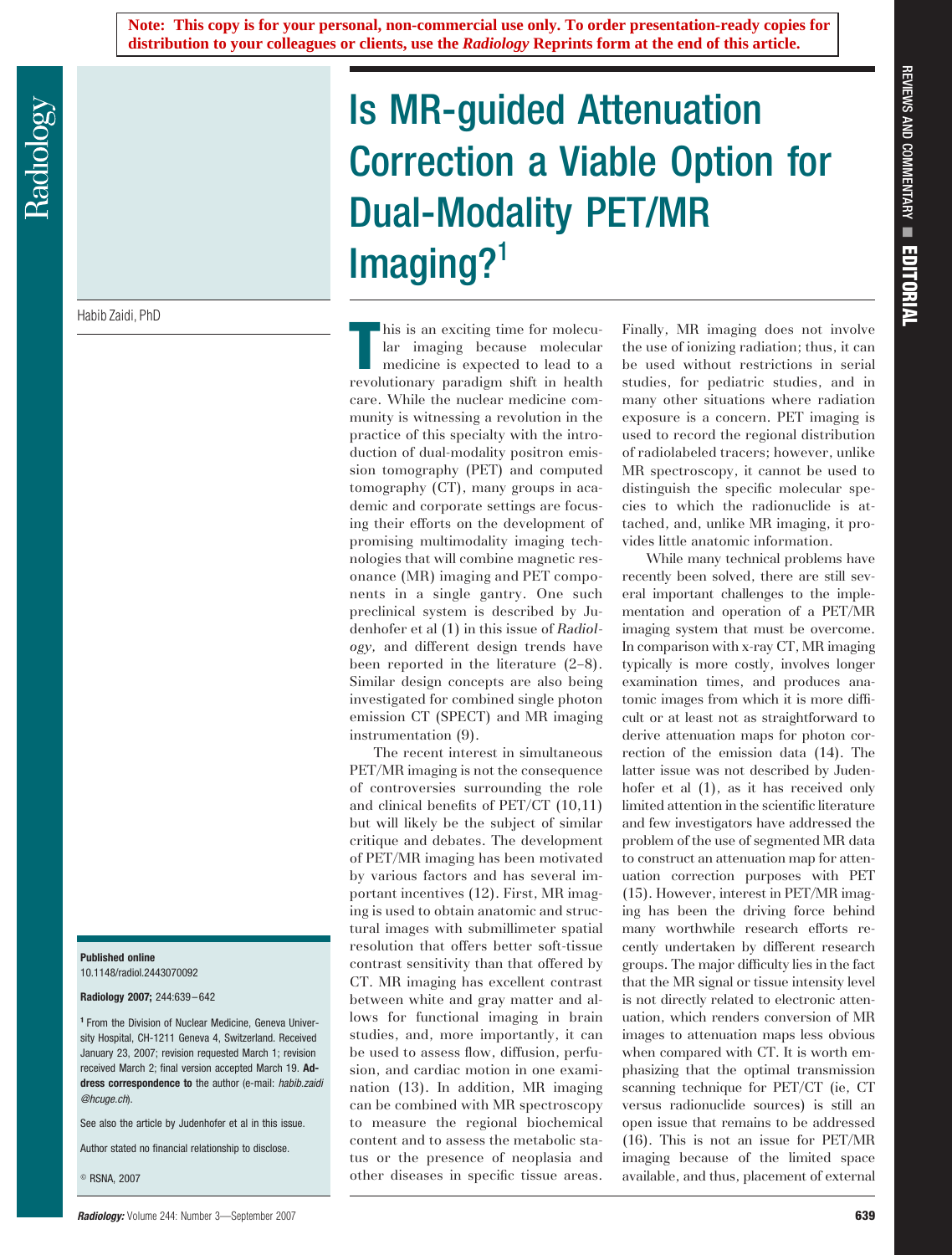**Note: This copy is for your personal, non-commercial use only. To order presentation-ready copies for distribution to your colleagues or clients, use the *Radiology* Reprints form at the end of this article.**

# Is MR-guided Attenuation Correction a Viable Option for Dual-Modality PET/MR Imaging?[1]

Habib Zaidi, PhD

This is an exciting time for molecular imaging because molecular medicine is expected to lead to a revolutionary paradigm shift in health care. While the nuclear medicine community is witnessing a revolution in the practice of this specialty with the introduction of dual-modality positron emission tomography (PET) and computed tomography (CT), many groups in academic and corporate settings are focusing their efforts on the development of promising multimodality imaging technologies that will combine magnetic resonance (MR) imaging and PET components in a single gantry. One such preclinical system is described by Judenhofer et al (1) in this issue of *Radiology,* and different design trends have been reported in the literature (2–8). Similar design concepts are also being investigated for combined single photon emission CT (SPECT) and MR imaging instrumentation (9).

The recent interest in simultaneous PET/MR imaging is not the consequence of controversies surrounding the role and clinical benefits of PET/CT (10,11) but will likely be the subject of similar critique and debates. The development of PET/MR imaging has been motivated by various factors and has several important incentives (12). First, MR imaging is used to obtain anatomic and structural images with submillimeter spatial resolution that offers better soft-tissue contrast sensitivity than that offered by CT. MR imaging has excellent contrast between white and gray matter and allows for functional imaging in brain studies, and, more importantly, it can be used to assess flow, diffusion, perfusion, and cardiac motion in one examination (13). In addition, MR imaging can be combined with MR spectroscopy to measure the regional biochemical content and to assess the metabolic status or the presence of neoplasia and other diseases in specific tissue areas. Finally, MR imaging does not involve the use of ionizing radiation; thus, it can be used without restrictions in serial studies, for pediatric studies, and in many other situations where radiation exposure is a concern. PET imaging is used to record the regional distribution of radiolabeled tracers; however, unlike MR spectroscopy, it cannot be used to distinguish the specific molecular species to which the radionuclide is attached, and, unlike MR imaging, it provides little anatomic information.

While many technical problems have recently been solved, there are still several important challenges to the implementation and operation of a PET/MR imaging system that must be overcome. In comparison with x-ray CT, MR imaging typically is more costly, involves longer examination times, and produces anatomic images from which it is more difficult or at least not as straightforward to derive attenuation maps for photon correction of the emission data (14). The latter issue was not described by Judenhofer et al (1), as it has received only limited attention in the scientific literature and few investigators have addressed the problem of the use of segmented MR data to construct an attenuation map for attenuation correction purposes with PET (15). However, interest in PET/MR imaging has been the driving force behind many worthwhile research efforts recently undertaken by different research groups. The major difficulty lies in the fact that the MR signal or tissue intensity level is not directly related to electronic attenuation, which renders conversion of MR images to attenuation maps less obvious when compared with CT. It is worth emphasizing that the optimal transmission scanning technique for PET/CT (ie, CT versus radionuclide sources) is still an open issue that remains to be addressed (16). This is not an issue for PET/MR imaging because of the limited space available, and thus, placement of external

**Published online**
10.1148/radiol.2443070092

**Radiology 2007;** 244:639–642

[1] From the Division of Nuclear Medicine, Geneva University Hospital, CH-1211 Geneva 4, Switzerland. Received January 23, 2007; revision requested March 1; revision received March 2; final version accepted March 19. **Address correspondence to** the author (e-mail: *habib.zaidi@hcuge.ch*).

See also the article by Judenhofer et al in this issue.

Author stated no financial relationship to disclose.

© RSNA, 2007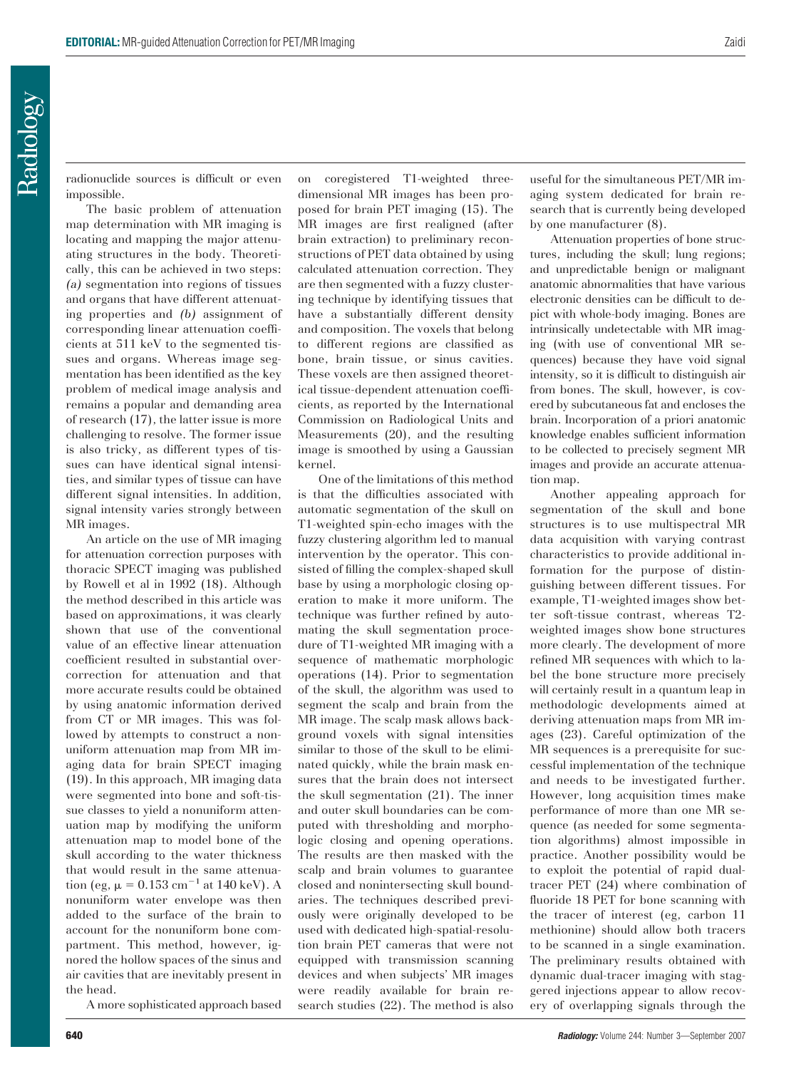radionuclide sources is difficult or even impossible.

The basic problem of attenuation map determination with MR imaging is locating and mapping the major attenuating structures in the body. Theoretically, this can be achieved in two steps: *(a)* segmentation into regions of tissues and organs that have different attenuating properties and *(b)* assignment of corresponding linear attenuation coefficients at 511 keV to the segmented tissues and organs. Whereas image segmentation has been identified as the key problem of medical image analysis and remains a popular and demanding area of research (17), the latter issue is more challenging to resolve. The former issue is also tricky, as different types of tissues can have identical signal intensities, and similar types of tissue can have different signal intensities. In addition, signal intensity varies strongly between MR images.

An article on the use of MR imaging for attenuation correction purposes with thoracic SPECT imaging was published by Rowell et al in 1992 (18). Although the method described in this article was based on approximations, it was clearly shown that use of the conventional value of an effective linear attenuation coefficient resulted in substantial overcorrection for attenuation and that more accurate results could be obtained by using anatomic information derived from CT or MR images. This was followed by attempts to construct a nonuniform attenuation map from MR imaging data for brain SPECT imaging (19). In this approach, MR imaging data were segmented into bone and soft-tissue classes to yield a nonuniform attenuation map by modifying the uniform attenuation map to model bone of the skull according to the water thickness that would result in the same attenuation (eg, $\mu = 0.153\ \text{cm}^{-1}$ at 140 keV). A nonuniform water envelope was then added to the surface of the brain to account for the nonuniform bone compartment. This method, however, ignored the hollow spaces of the sinus and air cavities that are inevitably present in the head.

A more sophisticated approach based on coregistered T1-weighted three-dimensional MR images has been proposed for brain PET imaging (15). The MR images are first realigned (after brain extraction) to preliminary reconstructions of PET data obtained by using calculated attenuation correction. They are then segmented with a fuzzy clustering technique by identifying tissues that have a substantially different density and composition. The voxels that belong to different regions are classified as bone, brain tissue, or sinus cavities. These voxels are then assigned theoretical tissue-dependent attenuation coefficients, as reported by the International Commission on Radiological Units and Measurements (20), and the resulting image is smoothed by using a Gaussian kernel.

One of the limitations of this method is that the difficulties associated with automatic segmentation of the skull on T1-weighted spin-echo images with the fuzzy clustering algorithm led to manual intervention by the operator. This consisted of filling the complex-shaped skull base by using a morphologic closing operation to make it more uniform. The technique was further refined by automating the skull segmentation procedure of T1-weighted MR imaging with a sequence of mathematic morphologic operations (14). Prior to segmentation of the skull, the algorithm was used to segment the scalp and brain from the MR image. The scalp mask allows background voxels with signal intensities similar to those of the skull to be eliminated quickly, while the brain mask ensures that the brain does not intersect the skull segmentation (21). The inner and outer skull boundaries can be computed with thresholding and morphologic closing and opening operations. The results are then masked with the scalp and brain volumes to guarantee closed and nonintersecting skull boundaries. The techniques described previously were originally developed to be used with dedicated high-spatial-resolution brain PET cameras that were not equipped with transmission scanning devices and when subjects' MR images were readily available for brain research studies (22). The method is also useful for the simultaneous PET/MR imaging system dedicated for brain research that is currently being developed by one manufacturer (8).

Attenuation properties of bone structures, including the skull; lung regions; and unpredictable benign or malignant anatomic abnormalities that have various electronic densities can be difficult to depict with whole-body imaging. Bones are intrinsically undetectable with MR imaging (with use of conventional MR sequences) because they have void signal intensity, so it is difficult to distinguish air from bones. The skull, however, is covered by subcutaneous fat and encloses the brain. Incorporation of a priori anatomic knowledge enables sufficient information to be collected to precisely segment MR images and provide an accurate attenuation map.

Another appealing approach for segmentation of the skull and bone structures is to use multispectral MR data acquisition with varying contrast characteristics to provide additional information for the purpose of distinguishing between different tissues. For example, T1-weighted images show better soft-tissue contrast, whereas T2-weighted images show bone structures more clearly. The development of more refined MR sequences with which to label the bone structure more precisely will certainly result in a quantum leap in methodologic developments aimed at deriving attenuation maps from MR images (23). Careful optimization of the MR sequences is a prerequisite for successful implementation of the technique and needs to be investigated further. However, long acquisition times make performance of more than one MR sequence (as needed for some segmentation algorithms) almost impossible in practice. Another possibility would be to exploit the potential of rapid dual-tracer PET (24) where combination of fluoride 18 PET for bone scanning with the tracer of interest (eg, carbon 11 methionine) should allow both tracers to be scanned in a single examination. The preliminary results obtained with dynamic dual-tracer imaging with staggered injections appear to allow recovery of overlapping signals through the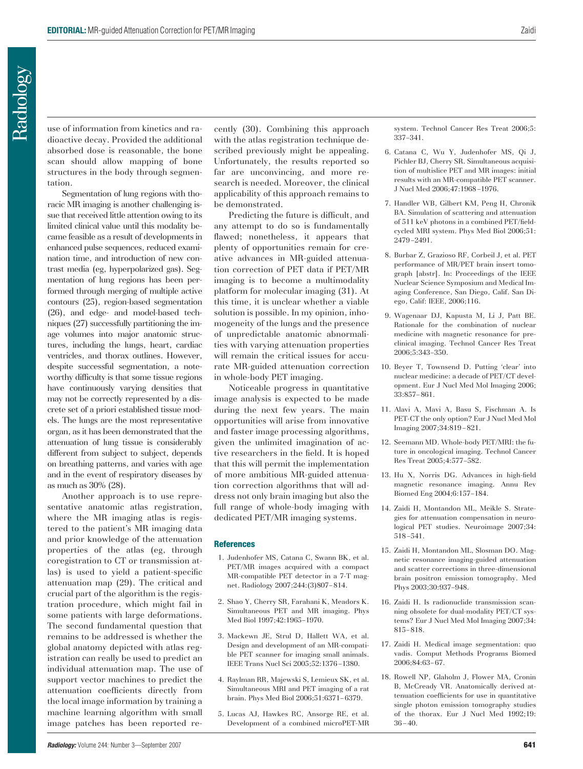use of information from kinetics and radioactive decay. Provided the additional absorbed dose is reasonable, the bone scan should allow mapping of bone structures in the body through segmentation.

Segmentation of lung regions with thoracic MR imaging is another challenging issue that received little attention owing to its limited clinical value until this modality became feasible as a result of developments in enhanced pulse sequences, reduced examination time, and introduction of new contrast media (eg, hyperpolarized gas). Segmentation of lung regions has been performed through merging of multiple active contours (25), region-based segmentation (26), and edge- and model-based techniques (27) successfully partitioning the image volumes into major anatomic structures, including the lungs, heart, cardiac ventricles, and thorax outlines. However, despite successful segmentation, a noteworthy difficulty is that some tissue regions have continuously varying densities that may not be correctly represented by a discrete set of a priori established tissue models. The lungs are the most representative organ, as it has been demonstrated that the attenuation of lung tissue is considerably different from subject to subject, depends on breathing patterns, and varies with age and in the event of respiratory diseases by as much as 30% (28).

Another approach is to use representative anatomic atlas registration, where the MR imaging atlas is registered to the patient's MR imaging data and prior knowledge of the attenuation properties of the atlas (eg, through coregistration to CT or transmission atlas) is used to yield a patient-specific attenuation map (29). The critical and crucial part of the algorithm is the registration procedure, which might fail in some patients with large deformations. The second fundamental question that remains to be addressed is whether the global anatomy depicted with atlas registration can really be used to predict an individual attenuation map. The use of support vector machines to predict the attenuation coefficients directly from the local image information by training a machine learning algorithm with small image patches has been reported recently (30). Combining this approach with the atlas registration technique described previously might be appealing. Unfortunately, the results reported so far are unconvincing, and more research is needed. Moreover, the clinical applicability of this approach remains to be demonstrated.

Predicting the future is difficult, and any attempt to do so is fundamentally flawed; nonetheless, it appears that plenty of opportunities remain for creative advances in MR-guided attenuation correction of PET data if PET/MR imaging is to become a multimodality platform for molecular imaging (31). At this time, it is unclear whether a viable solution is possible. In my opinion, inhomogeneity of the lungs and the presence of unpredictable anatomic abnormalities with varying attenuation properties will remain the critical issues for accurate MR-guided attenuation correction in whole-body PET imaging.

Noticeable progress in quantitative image analysis is expected to be made during the next few years. The main opportunities will arise from innovative and faster image processing algorithms, given the unlimited imagination of active researchers in the field. It is hoped that this will permit the implementation of more ambitious MR-guided attenuation correction algorithms that will address not only brain imaging but also the full range of whole-body imaging with dedicated PET/MR imaging systems.

## References

1. Judenhofer MS, Catana C, Swann BK, et al. PET/MR images acquired with a compact MR-compatible PET detector in a 7-T magnet. Radiology 2007;244:(3)807–814.
2. Shao Y, Cherry SR, Farahani K, Meadors K. Simultaneous PET and MR imaging. Phys Med Biol 1997;42:1965–1970.
3. Mackewn JE, Strul D, Hallett WA, et al. Design and development of an MR-compatible PET scanner for imaging small animals. IEEE Trans Nucl Sci 2005;52:1376–1380.
4. Raylman RR, Majewski S, Lemieux SK, et al. Simultaneous MRI and PET imaging of a rat brain. Phys Med Biol 2006;51:6371–6379.
5. Lucas AJ, Hawkes RC, Ansorge RE, et al. Development of a combined microPET-MR system. Technol Cancer Res Treat 2006;5:337–341.
6. Catana C, Wu Y, Judenhofer MS, Qi J, Pichler BJ, Cherry SR. Simultaneous acquisition of multislice PET and MR images: initial results with an MR-compatible PET scanner. J Nucl Med 2006;47:1968–1976.
7. Handler WB, Gilbert KM, Peng H, Chronik BA. Simulation of scattering and attenuation of 511 keV photons in a combined PET/field-cycled MRI system. Phys Med Biol 2006;51:2479–2491.
8. Burbar Z, Grazioso RF, Corbeil J, et al. PET performance of MR/PET brain insert tomograph [abstr]. In: Proceedings of the IEEE Nuclear Science Symposium and Medical Imaging Conference, San Diego, Calif. San Diego, Calif: IEEE, 2006;116.
9. Wagenaar DJ, Kapusta M, Li J, Patt BE. Rationale for the combination of nuclear medicine with magnetic resonance for preclinical imaging. Technol Cancer Res Treat 2006;5:343–350.
10. Beyer T, Townsend D. Putting 'clear' into nuclear medicine: a decade of PET/CT development. Eur J Nucl Med Mol Imaging 2006;33:857–861.
11. Alavi A, Mavi A, Basu S, Fischman A. Is PET-CT the only option? Eur J Nucl Med Mol Imaging 2007;34:819–821.
12. Seemann MD. Whole-body PET/MRI: the future in oncological imaging. Technol Cancer Res Treat 2005;4:577–582.
13. Hu X, Norris DG. Advances in high-field magnetic resonance imaging. Annu Rev Biomed Eng 2004;6:157–184.
14. Zaidi H, Montandon ML, Meikle S. Strategies for attenuation compensation in neurological PET studies. Neuroimage 2007;34:518–541.
15. Zaidi H, Montandon ML, Slosman DO. Magnetic resonance imaging-guided attenuation and scatter corrections in three-dimensional brain positron emission tomography. Med Phys 2003;30:937–948.
16. Zaidi H. Is radionuclide transmission scanning obsolete for dual-modality PET/CT systems? Eur J Nucl Med Mol Imaging 2007;34:815–818.
17. Zaidi H. Medical image segmentation: quo vadis. Comput Methods Programs Biomed 2006;84:63–67.
18. Rowell NP, Glaholm J, Flower MA, Cronin B, McCready VR. Anatomically derived attenuation coefficients for use in quantitative single photon emission tomography studies of the thorax. Eur J Nucl Med 1992;19:36–40.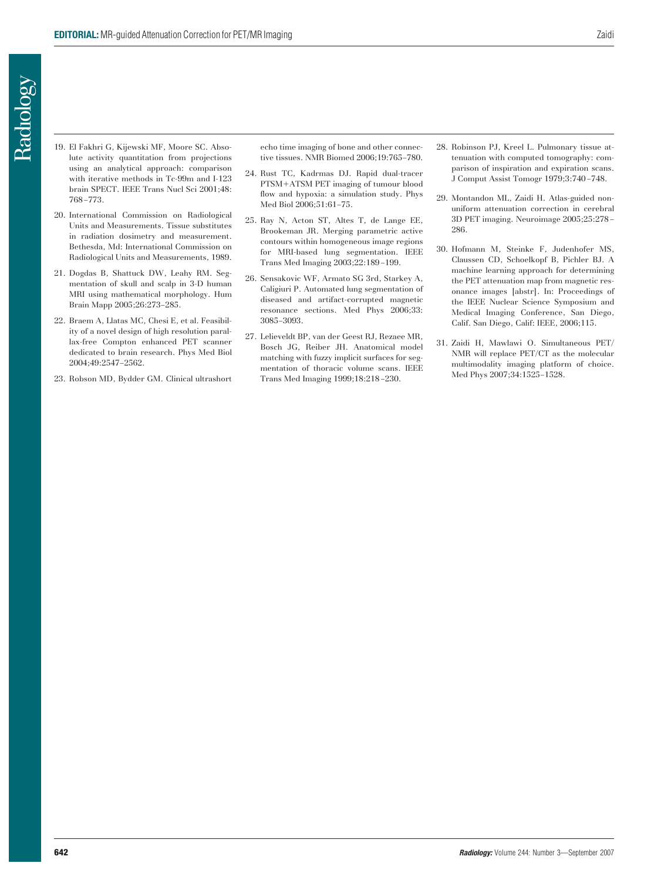19. El Fakhri G, Kijewski MF, Moore SC. Absolute activity quantitation from projections using an analytical approach: comparison with iterative methods in Tc-99m and I-123 brain SPECT. IEEE Trans Nucl Sci 2001;48:768–773.

20. International Commission on Radiological Units and Measurements. Tissue substitutes in radiation dosimetry and measurement. Bethesda, Md: International Commission on Radiological Units and Measurements, 1989.

21. Dogdas B, Shattuck DW, Leahy RM. Segmentation of skull and scalp in 3-D human MRI using mathematical morphology. Hum Brain Mapp 2005;26:273–285.

22. Braem A, Llatas MC, Chesi E, et al. Feasibility of a novel design of high resolution parallax-free Compton enhanced PET scanner dedicated to brain research. Phys Med Biol 2004;49:2547–2562.

23. Robson MD, Bydder GM. Clinical ultrashort echo time imaging of bone and other connective tissues. NMR Biomed 2006;19:765–780.

24. Rust TC, Kadrmas DJ. Rapid dual-tracer PTSM+ATSM PET imaging of tumour blood flow and hypoxia: a simulation study. Phys Med Biol 2006;51:61–75.

25. Ray N, Acton ST, Altes T, de Lange EE, Brookeman JR. Merging parametric active contours within homogeneous image regions for MRI-based lung segmentation. IEEE Trans Med Imaging 2003;22:189–199.

26. Sensakovic WF, Armato SG 3rd, Starkey A, Caligiuri P. Automated lung segmentation of diseased and artifact-corrupted magnetic resonance sections. Med Phys 2006;33:3085–3093.

27. Lelieveldt BP, van der Geest RJ, Rezaee MR, Bosch JG, Reiber JH. Anatomical model matching with fuzzy implicit surfaces for segmentation of thoracic volume scans. IEEE Trans Med Imaging 1999;18:218–230.

28. Robinson PJ, Kreel L. Pulmonary tissue attenuation with computed tomography: comparison of inspiration and expiration scans. J Comput Assist Tomogr 1979;3:740–748.

29. Montandon ML, Zaidi H. Atlas-guided non-uniform attenuation correction in cerebral 3D PET imaging. Neuroimage 2005;25:278–286.

30. Hofmann M, Steinke F, Judenhofer MS, Claussen CD, Schoelkopf B, Pichler BJ. A machine learning approach for determining the PET attenuation map from magnetic resonance images [abstr]. In: Proceedings of the IEEE Nuclear Science Symposium and Medical Imaging Conference, San Diego, Calif. San Diego, Calif: IEEE, 2006;115.

31. Zaidi H, Mawlawi O. Simultaneous PET/NMR will replace PET/CT as the molecular multimodality imaging platform of choice. Med Phys 2007;34:1525–1528.